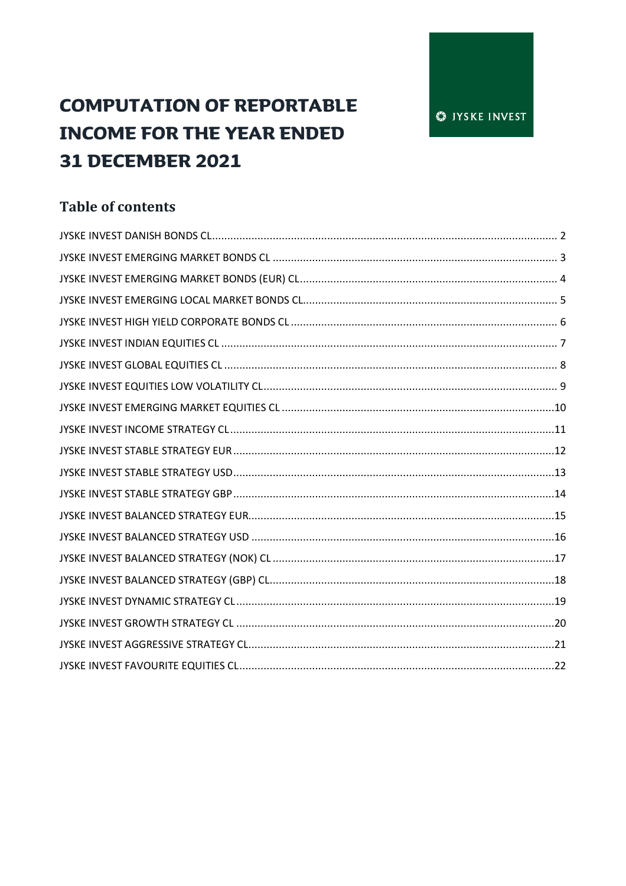JYSKE INVEST

# COMPUTATION OF REPORTABLE INCOME FOR THE YEAR ENDED 31 DECEMBER 2021

## Table of contents

JYSKE INVEST DANISH BONDS CL ..... 2
JYSKE INVEST EMERGING MARKET BONDS CL ..... 3
JYSKE INVEST EMERGING MARKET BONDS (EUR) CL ..... 4
JYSKE INVEST EMERGING LOCAL MARKET BONDS CL ..... 5
JYSKE INVEST HIGH YIELD CORPORATE BONDS CL ..... 6
JYSKE INVEST INDIAN EQUITIES CL ..... 7
JYSKE INVEST GLOBAL EQUITIES CL ..... 8
JYSKE INVEST EQUITIES LOW VOLATILITY CL ..... 9
JYSKE INVEST EMERGING MARKET EQUITIES CL ..... 10
JYSKE INVEST INCOME STRATEGY CL ..... 11
JYSKE INVEST STABLE STRATEGY EUR ..... 12
JYSKE INVEST STABLE STRATEGY USD ..... 13
JYSKE INVEST STABLE STRATEGY GBP ..... 14
JYSKE INVEST BALANCED STRATEGY EUR ..... 15
JYSKE INVEST BALANCED STRATEGY USD ..... 16
JYSKE INVEST BALANCED STRATEGY (NOK) CL ..... 17
JYSKE INVEST BALANCED STRATEGY (GBP) CL ..... 18
JYSKE INVEST DYNAMIC STRATEGY CL ..... 19
JYSKE INVEST GROWTH STRATEGY CL ..... 20
JYSKE INVEST AGGRESSIVE STRATEGY CL ..... 21
JYSKE INVEST FAVOURITE EQUITIES CL ..... 22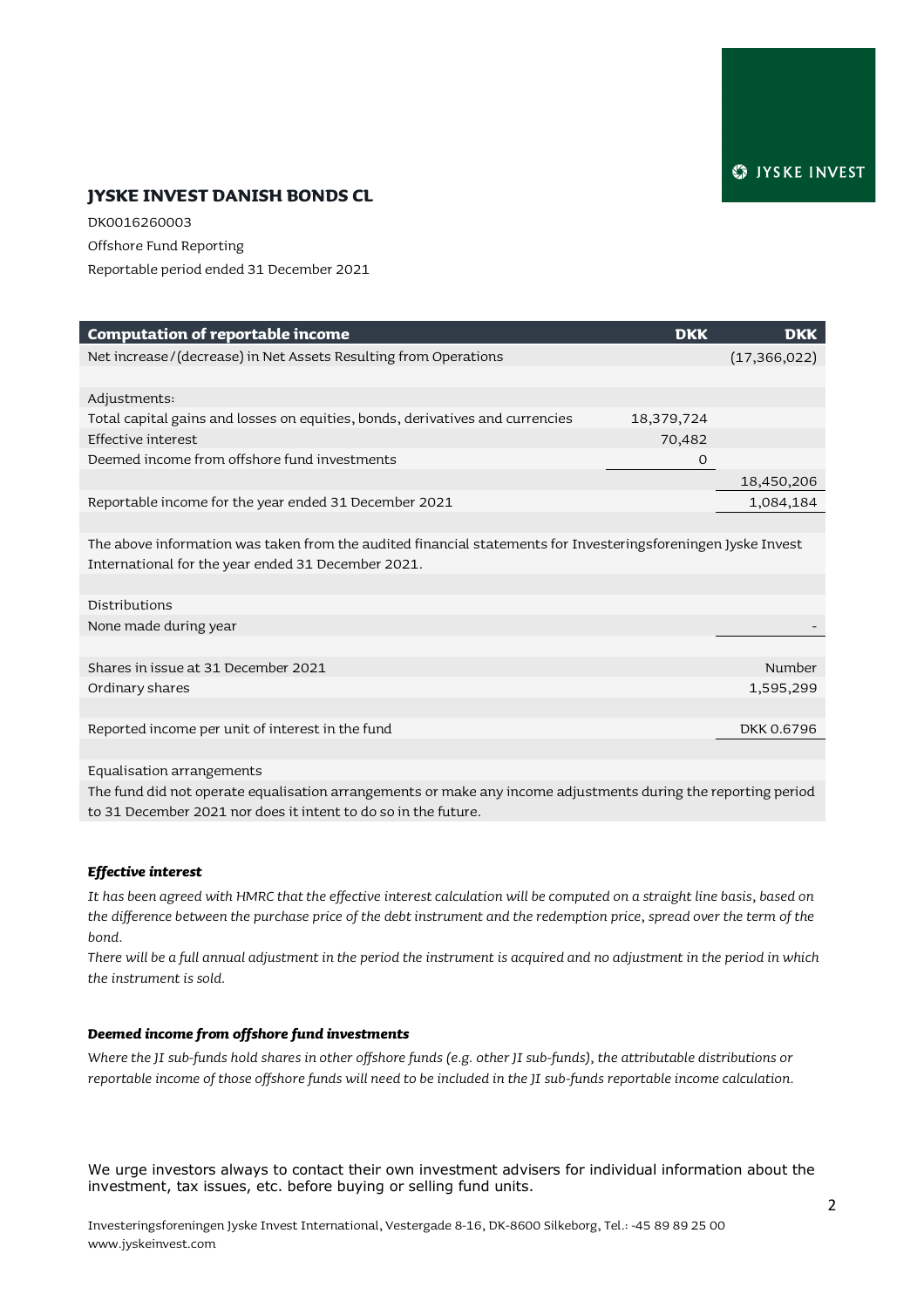## JYSKE INVEST DANISH BONDS CL

DK0016260003

Offshore Fund Reporting

Reportable period ended 31 December 2021

| Computation of reportable income | DKK | DKK |
|---|---|---|
| Net increase/(decrease) in Net Assets Resulting from Operations | | (17,366,022) |
| | | |
| Adjustments: | | |
| Total capital gains and losses on equities, bonds, derivatives and currencies | 18,379,724 | |
| Effective interest | 70,482 | |
| Deemed income from offshore fund investments | 0 | |
| | | 18,450,206 |
| Reportable income for the year ended 31 December 2021 | | 1,084,184 |
| | | |
| The above information was taken from the audited financial statements for Investeringsforeningen Jyske Invest International for the year ended 31 December 2021. | | |
| | | |
| Distributions | | |
| None made during year | | - |
| | | |
| Shares in issue at 31 December 2021 | | Number |
| Ordinary shares | | 1,595,299 |
| | | |
| Reported income per unit of interest in the fund | | DKK 0.6796 |
| | | |
| Equalisation arrangements | | |
| The fund did not operate equalisation arrangements or make any income adjustments during the reporting period to 31 December 2021 nor does it intent to do so in the future. | | |

***Effective interest***

*It has been agreed with HMRC that the effective interest calculation will be computed on a straight line basis, based on the difference between the purchase price of the debt instrument and the redemption price, spread over the term of the bond.*

*There will be a full annual adjustment in the period the instrument is acquired and no adjustment in the period in which the instrument is sold.*

***Deemed income from offshore fund investments***

*Where the JI sub-funds hold shares in other offshore funds (e.g. other JI sub-funds), the attributable distributions or reportable income of those offshore funds will need to be included in the JI sub-funds reportable income calculation.*

We urge investors always to contact their own investment advisers for individual information about the investment, tax issues, etc. before buying or selling fund units.

Investeringsforeningen Jyske Invest International, Vestergade 8-16, DK-8600 Silkeborg, Tel.: -45 89 89 25 00
www.jyskeinvest.com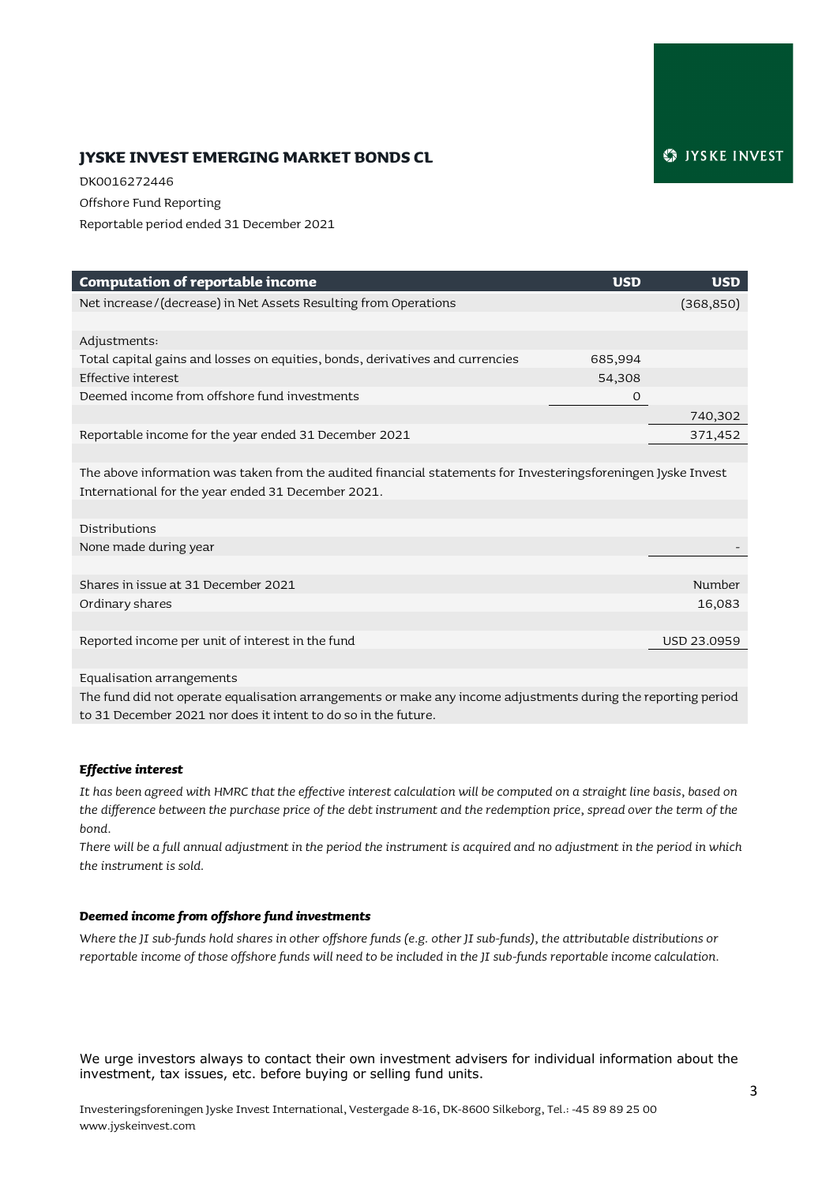# JYSKE INVEST EMERGING MARKET BONDS CL

DK0016272446

Offshore Fund Reporting

Reportable period ended 31 December 2021

| Computation of reportable income | USD | USD |
|---|---|---|
| Net increase/(decrease) in Net Assets Resulting from Operations | | (368,850) |
| | | |
| Adjustments: | | |
| Total capital gains and losses on equities, bonds, derivatives and currencies | 685,994 | |
| Effective interest | 54,308 | |
| Deemed income from offshore fund investments | 0 | |
| | | 740,302 |
| Reportable income for the year ended 31 December 2021 | | 371,452 |
| | | |
| The above information was taken from the audited financial statements for Investeringsforeningen Jyske Invest International for the year ended 31 December 2021. | | |
| | | |
| Distributions | | |
| None made during year | | - |
| | | |
| Shares in issue at 31 December 2021 | | Number |
| Ordinary shares | | 16,083 |
| | | |
| Reported income per unit of interest in the fund | | USD 23.0959 |
| | | |
| Equalisation arrangements | | |
| The fund did not operate equalisation arrangements or make any income adjustments during the reporting period to 31 December 2021 nor does it intent to do so in the future. | | |

### *Effective interest*

*It has been agreed with HMRC that the effective interest calculation will be computed on a straight line basis, based on the difference between the purchase price of the debt instrument and the redemption price, spread over the term of the bond.*

*There will be a full annual adjustment in the period the instrument is acquired and no adjustment in the period in which the instrument is sold.*

### *Deemed income from offshore fund investments*

*Where the JI sub-funds hold shares in other offshore funds (e.g. other JI sub-funds), the attributable distributions or reportable income of those offshore funds will need to be included in the JI sub-funds reportable income calculation.*

We urge investors always to contact their own investment advisers for individual information about the investment, tax issues, etc. before buying or selling fund units.

Investeringsforeningen Jyske Invest International, Vestergade 8-16, DK-8600 Silkeborg, Tel.: -45 89 89 25 00
www.jyskeinvest.com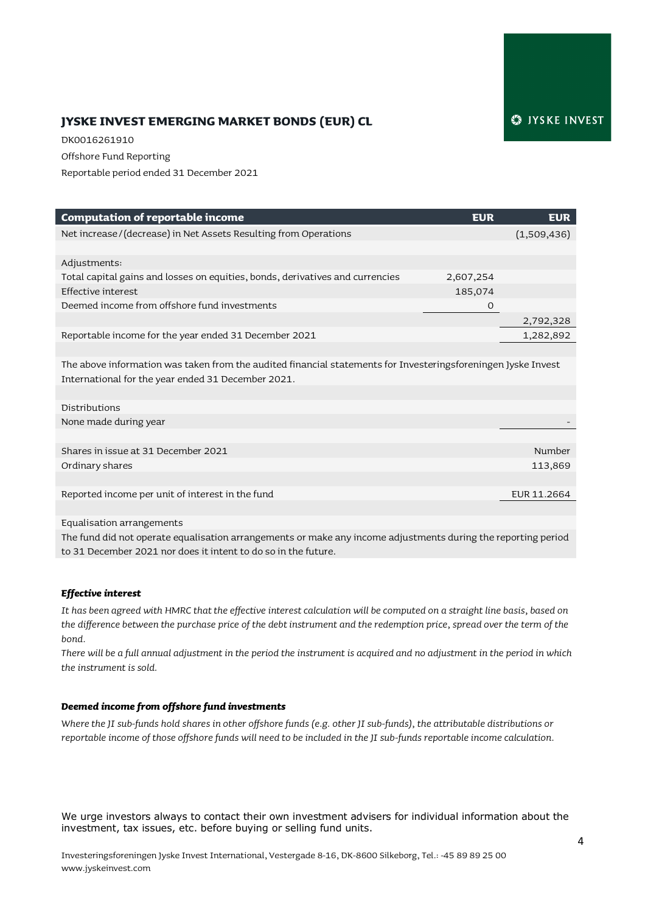# JYSKE INVEST EMERGING MARKET BONDS (EUR) CL

DK0016261910

Offshore Fund Reporting

Reportable period ended 31 December 2021

| Computation of reportable income | EUR | EUR |
|---|---|---|
| Net increase/(decrease) in Net Assets Resulting from Operations | | (1,509,436) |
| | | |
| Adjustments: | | |
| Total capital gains and losses on equities, bonds, derivatives and currencies | 2,607,254 | |
| Effective interest | 185,074 | |
| Deemed income from offshore fund investments | 0 | |
| | | 2,792,328 |
| Reportable income for the year ended 31 December 2021 | | 1,282,892 |
| | | |
| The above information was taken from the audited financial statements for Investeringsforeningen Jyske Invest International for the year ended 31 December 2021. | | |
| | | |
| Distributions | | |
| None made during year | | - |
| | | |
| Shares in issue at 31 December 2021 | | Number |
| Ordinary shares | | 113,869 |
| | | |
| Reported income per unit of interest in the fund | | EUR 11.2664 |
| | | |
| Equalisation arrangements | | |
| The fund did not operate equalisation arrangements or make any income adjustments during the reporting period to 31 December 2021 nor does it intent to do so in the future. | | |

***Effective interest***

*It has been agreed with HMRC that the effective interest calculation will be computed on a straight line basis, based on the difference between the purchase price of the debt instrument and the redemption price, spread over the term of the bond.*

*There will be a full annual adjustment in the period the instrument is acquired and no adjustment in the period in which the instrument is sold.*

***Deemed income from offshore fund investments***

*Where the JI sub-funds hold shares in other offshore funds (e.g. other JI sub-funds), the attributable distributions or reportable income of those offshore funds will need to be included in the JI sub-funds reportable income calculation.*

We urge investors always to contact their own investment advisers for individual information about the investment, tax issues, etc. before buying or selling fund units.

Investeringsforeningen Jyske Invest International, Vestergade 8-16, DK-8600 Silkeborg, Tel.: -45 89 89 25 00
www.jyskeinvest.com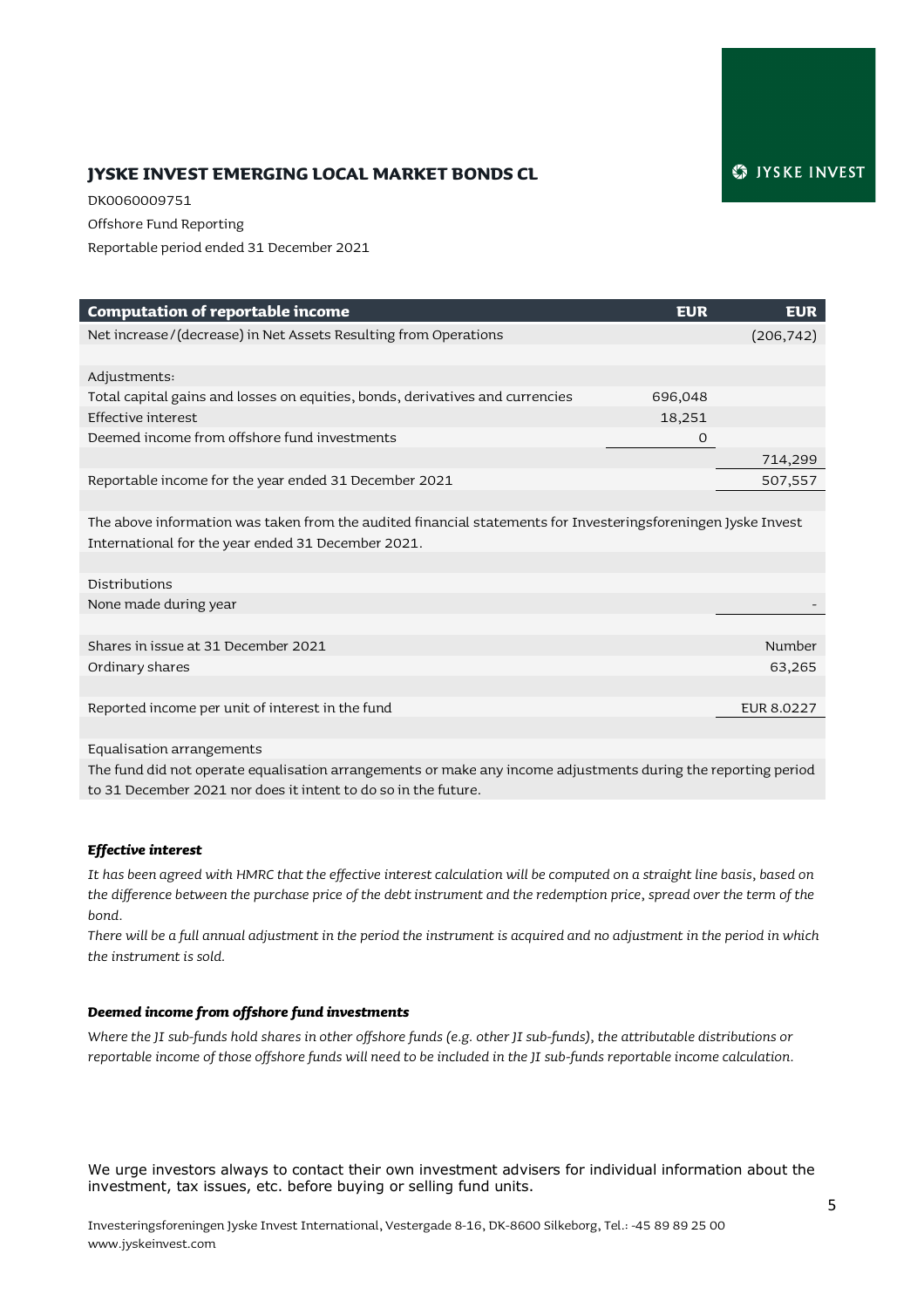## JYSKE INVEST EMERGING LOCAL MARKET BONDS CL

DK0060009751

Offshore Fund Reporting

Reportable period ended 31 December 2021

| Computation of reportable income | EUR | EUR |
|---|---|---|
| Net increase/(decrease) in Net Assets Resulting from Operations | | (206,742) |
| | | |
| Adjustments: | | |
| Total capital gains and losses on equities, bonds, derivatives and currencies | 696,048 | |
| Effective interest | 18,251 | |
| Deemed income from offshore fund investments | 0 | |
| | | 714,299 |
| Reportable income for the year ended 31 December 2021 | | 507,557 |
| | | |
| The above information was taken from the audited financial statements for Investeringsforeningen Jyske Invest International for the year ended 31 December 2021. | | |
| | | |
| Distributions | | |
| None made during year | | - |
| | | |
| Shares in issue at 31 December 2021 | | Number |
| Ordinary shares | | 63,265 |
| | | |
| Reported income per unit of interest in the fund | | EUR 8.0227 |
| | | |
| Equalisation arrangements | | |
| The fund did not operate equalisation arrangements or make any income adjustments during the reporting period to 31 December 2021 nor does it intent to do so in the future. | | |

***Effective interest***

*It has been agreed with HMRC that the effective interest calculation will be computed on a straight line basis, based on the difference between the purchase price of the debt instrument and the redemption price, spread over the term of the bond.*

*There will be a full annual adjustment in the period the instrument is acquired and no adjustment in the period in which the instrument is sold.*

***Deemed income from offshore fund investments***

*Where the JI sub-funds hold shares in other offshore funds (e.g. other JI sub-funds), the attributable distributions or reportable income of those offshore funds will need to be included in the JI sub-funds reportable income calculation.*

We urge investors always to contact their own investment advisers for individual information about the investment, tax issues, etc. before buying or selling fund units.

Investeringsforeningen Jyske Invest International, Vestergade 8-16, DK-8600 Silkeborg, Tel.: -45 89 89 25 00
www.jyskeinvest.com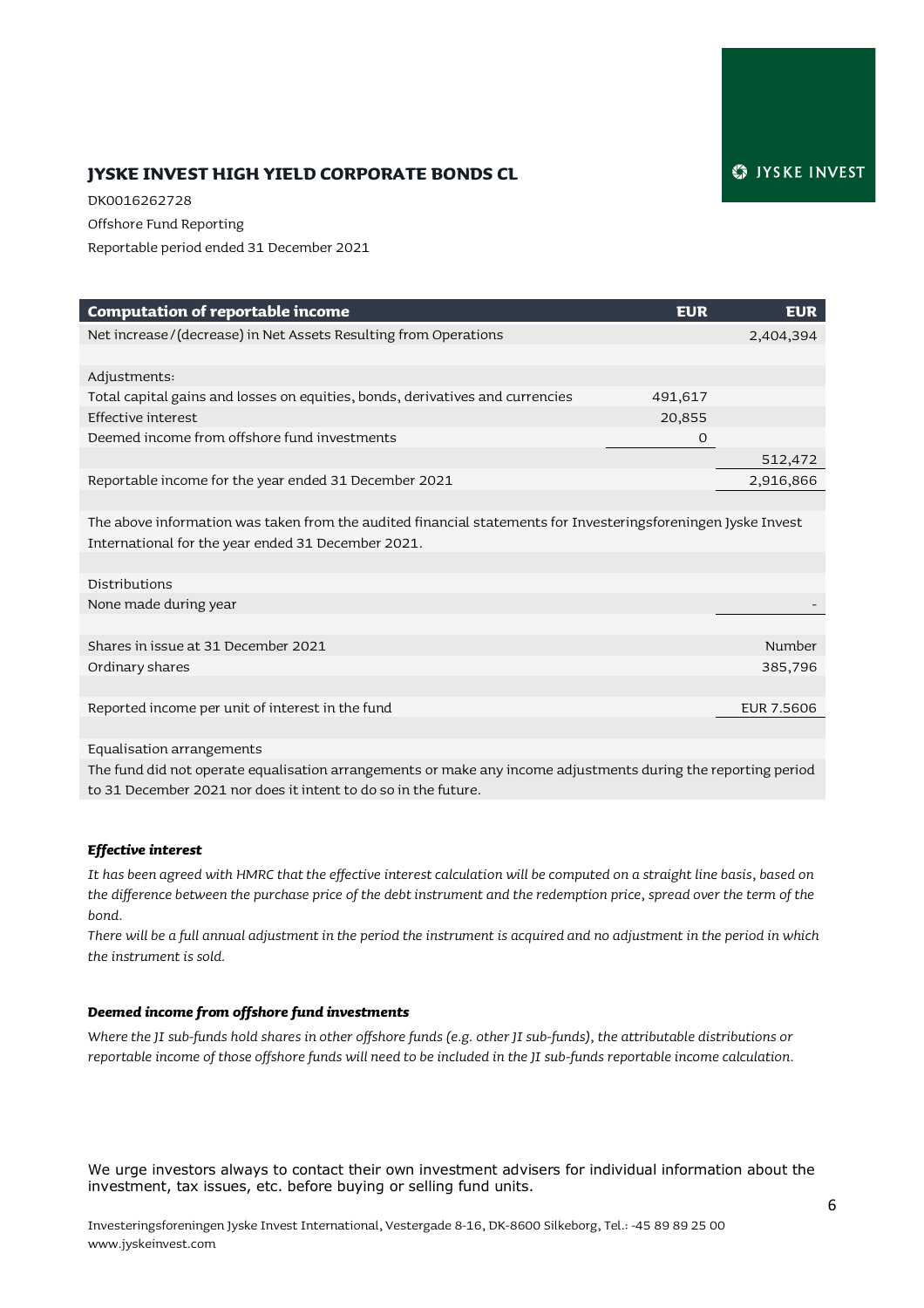## JYSKE INVEST HIGH YIELD CORPORATE BONDS CL

DK0016262728

Offshore Fund Reporting

Reportable period ended 31 December 2021

| Computation of reportable income | EUR | EUR |
|---|---|---|
| Net increase/(decrease) in Net Assets Resulting from Operations | | 2,404,394 |
| | | |
| Adjustments: | | |
| Total capital gains and losses on equities, bonds, derivatives and currencies | 491,617 | |
| Effective interest | 20,855 | |
| Deemed income from offshore fund investments | 0 | |
| | | 512,472 |
| Reportable income for the year ended 31 December 2021 | | 2,916,866 |
| | | |
| The above information was taken from the audited financial statements for Investeringsforeningen Jyske Invest International for the year ended 31 December 2021. | | |
| | | |
| Distributions | | |
| None made during year | | - |
| | | |
| Shares in issue at 31 December 2021 | | Number |
| Ordinary shares | | 385,796 |
| | | |
| Reported income per unit of interest in the fund | | EUR 7.5606 |
| | | |
| Equalisation arrangements | | |
| The fund did not operate equalisation arrangements or make any income adjustments during the reporting period to 31 December 2021 nor does it intent to do so in the future. | | |

***Effective interest***

*It has been agreed with HMRC that the effective interest calculation will be computed on a straight line basis, based on the difference between the purchase price of the debt instrument and the redemption price, spread over the term of the bond.*

*There will be a full annual adjustment in the period the instrument is acquired and no adjustment in the period in which the instrument is sold.*

***Deemed income from offshore fund investments***

*Where the JI sub-funds hold shares in other offshore funds (e.g. other JI sub-funds), the attributable distributions or reportable income of those offshore funds will need to be included in the JI sub-funds reportable income calculation.*

We urge investors always to contact their own investment advisers for individual information about the investment, tax issues, etc. before buying or selling fund units.

Investeringsforeningen Jyske Invest International, Vestergade 8-16, DK-8600 Silkeborg, Tel.: -45 89 89 25 00
www.jyskeinvest.com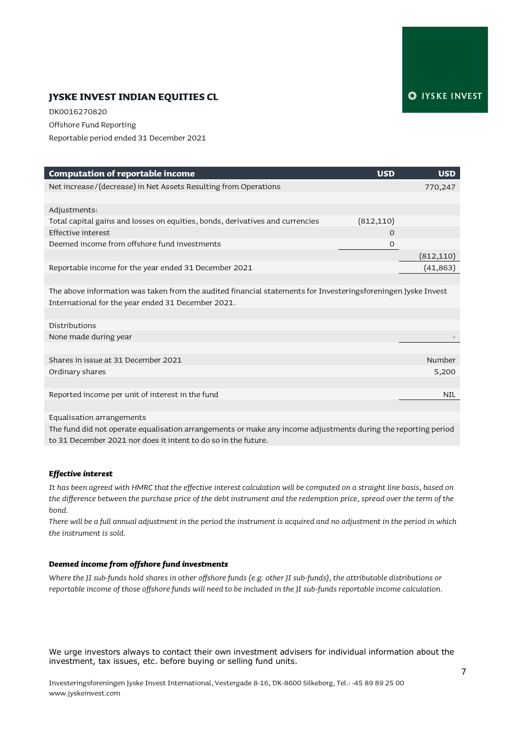## JYSKE INVEST INDIAN EQUITIES CL

DK0016270820

Offshore Fund Reporting

Reportable period ended 31 December 2021

| Computation of reportable income | USD | USD |
|---|---|---|
| Net increase/(decrease) in Net Assets Resulting from Operations | | 770,247 |
| | | |
| Adjustments: | | |
| Total capital gains and losses on equities, bonds, derivatives and currencies | (812,110) | |
| Effective interest | 0 | |
| Deemed income from offshore fund investments | 0 | |
| | | (812,110) |
| Reportable income for the year ended 31 December 2021 | | (41,863) |
| | | |
| The above information was taken from the audited financial statements for Investeringsforeningen Jyske Invest International for the year ended 31 December 2021. | | |
| | | |
| Distributions | | |
| None made during year | | - |
| | | |
| Shares in issue at 31 December 2021 | | Number |
| Ordinary shares | | 5,200 |
| | | |
| Reported income per unit of interest in the fund | | NIL |
| | | |
| Equalisation arrangements | | |
| The fund did not operate equalisation arrangements or make any income adjustments during the reporting period to 31 December 2021 nor does it intent to do so in the future. | | |

***Effective interest***

*It has been agreed with HMRC that the effective interest calculation will be computed on a straight line basis, based on the difference between the purchase price of the debt instrument and the redemption price, spread over the term of the bond.*

*There will be a full annual adjustment in the period the instrument is acquired and no adjustment in the period in which the instrument is sold.*

***Deemed income from offshore fund investments***

*Where the JI sub-funds hold shares in other offshore funds (e.g. other JI sub-funds), the attributable distributions or reportable income of those offshore funds will need to be included in the JI sub-funds reportable income calculation.*

We urge investors always to contact their own investment advisers for individual information about the investment, tax issues, etc. before buying or selling fund units.

Investeringsforeningen Jyske Invest International, Vestergade 8-16, DK-8600 Silkeborg, Tel.: -45 89 89 25 00
www.jyskeinvest.com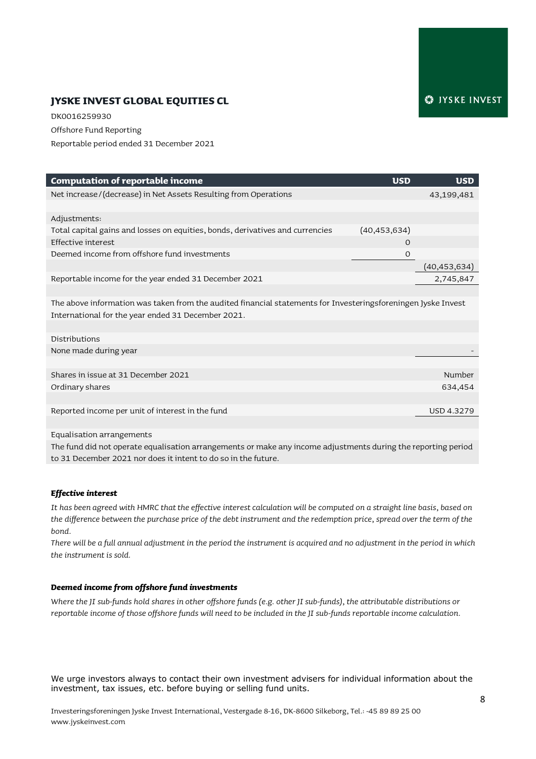# JYSKE INVEST GLOBAL EQUITIES CL

DK0016259930

Offshore Fund Reporting

Reportable period ended 31 December 2021

| Computation of reportable income | USD | USD |
|---|---|---|
| Net increase/(decrease) in Net Assets Resulting from Operations | | 43,199,481 |
| | | |
| Adjustments: | | |
| Total capital gains and losses on equities, bonds, derivatives and currencies | (40,453,634) | |
| Effective interest | 0 | |
| Deemed income from offshore fund investments | 0 | |
| | | (40,453,634) |
| Reportable income for the year ended 31 December 2021 | | 2,745,847 |
| | | |
| The above information was taken from the audited financial statements for Investeringsforeningen Jyske Invest International for the year ended 31 December 2021. | | |
| | | |
| Distributions | | |
| None made during year | | - |
| | | |
| Shares in issue at 31 December 2021 | | Number |
| Ordinary shares | | 634,454 |
| | | |
| Reported income per unit of interest in the fund | | USD 4.3279 |
| | | |
| Equalisation arrangements | | |
| The fund did not operate equalisation arrangements or make any income adjustments during the reporting period to 31 December 2021 nor does it intent to do so in the future. | | |

***Effective interest***

*It has been agreed with HMRC that the effective interest calculation will be computed on a straight line basis, based on the difference between the purchase price of the debt instrument and the redemption price, spread over the term of the bond.*

*There will be a full annual adjustment in the period the instrument is acquired and no adjustment in the period in which the instrument is sold.*

***Deemed income from offshore fund investments***

*Where the JI sub-funds hold shares in other offshore funds (e.g. other JI sub-funds), the attributable distributions or reportable income of those offshore funds will need to be included in the JI sub-funds reportable income calculation.*

We urge investors always to contact their own investment advisers for individual information about the investment, tax issues, etc. before buying or selling fund units.

Investeringsforeningen Jyske Invest International, Vestergade 8-16, DK-8600 Silkeborg, Tel.: -45 89 89 25 00
www.jyskeinvest.com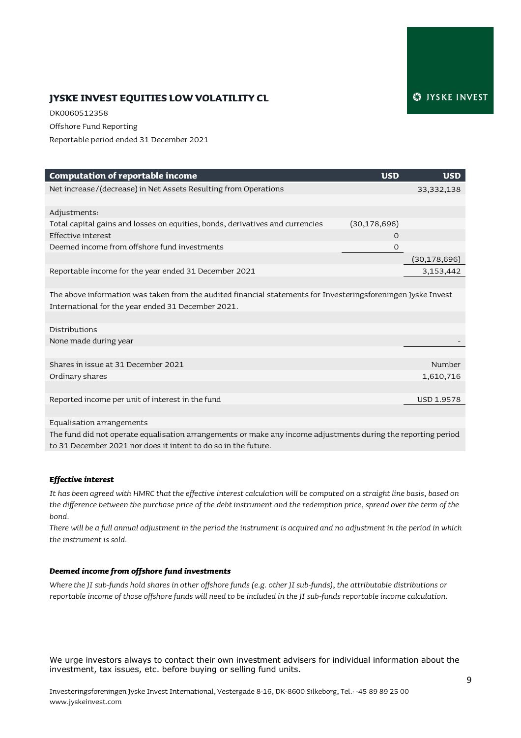# JYSKE INVEST EQUITIES LOW VOLATILITY CL

DK0060512358

Offshore Fund Reporting

Reportable period ended 31 December 2021

| Computation of reportable income | USD | USD |
|---|---|---|
| Net increase/(decrease) in Net Assets Resulting from Operations | | 33,332,138 |
| | | |
| Adjustments: | | |
| Total capital gains and losses on equities, bonds, derivatives and currencies | (30,178,696) | |
| Effective interest | 0 | |
| Deemed income from offshore fund investments | 0 | |
| | | (30,178,696) |
| Reportable income for the year ended 31 December 2021 | | 3,153,442 |
| | | |
| The above information was taken from the audited financial statements for Investeringsforeningen Jyske Invest International for the year ended 31 December 2021. | | |
| | | |
| Distributions | | |
| None made during year | | - |
| | | |
| Shares in issue at 31 December 2021 | | Number |
| Ordinary shares | | 1,610,716 |
| | | |
| Reported income per unit of interest in the fund | | USD 1.9578 |
| | | |
| Equalisation arrangements | | |
| The fund did not operate equalisation arrangements or make any income adjustments during the reporting period to 31 December 2021 nor does it intent to do so in the future. | | |

***Effective interest***

*It has been agreed with HMRC that the effective interest calculation will be computed on a straight line basis, based on the difference between the purchase price of the debt instrument and the redemption price, spread over the term of the bond.*

*There will be a full annual adjustment in the period the instrument is acquired and no adjustment in the period in which the instrument is sold.*

***Deemed income from offshore fund investments***

*Where the JI sub-funds hold shares in other offshore funds (e.g. other JI sub-funds), the attributable distributions or reportable income of those offshore funds will need to be included in the JI sub-funds reportable income calculation.*

We urge investors always to contact their own investment advisers for individual information about the investment, tax issues, etc. before buying or selling fund units.

Investeringsforeningen Jyske Invest International, Vestergade 8-16, DK-8600 Silkeborg, Tel.: -45 89 89 25 00
www.jyskeinvest.com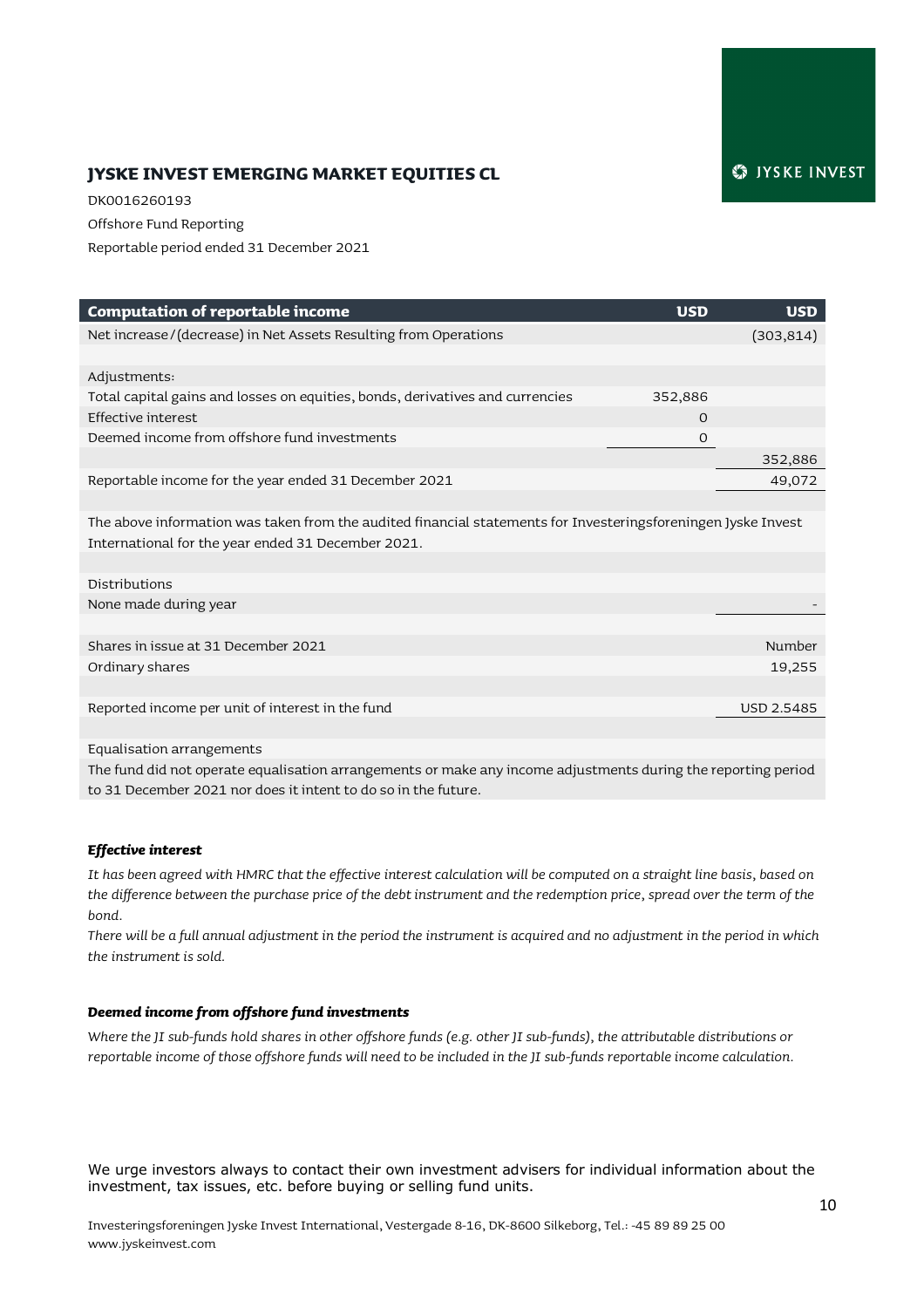## JYSKE INVEST EMERGING MARKET EQUITIES CL

DK0016260193

Offshore Fund Reporting

Reportable period ended 31 December 2021

| Computation of reportable income | USD | USD |
|---|---|---|
| Net increase/(decrease) in Net Assets Resulting from Operations | | (303,814) |
| | | |
| Adjustments: | | |
| Total capital gains and losses on equities, bonds, derivatives and currencies | 352,886 | |
| Effective interest | 0 | |
| Deemed income from offshore fund investments | 0 | |
| | | 352,886 |
| Reportable income for the year ended 31 December 2021 | | 49,072 |
| | | |
| The above information was taken from the audited financial statements for Investeringsforeningen Jyske Invest International for the year ended 31 December 2021. | | |
| | | |
| Distributions | | |
| None made during year | | - |
| | | |
| Shares in issue at 31 December 2021 | | Number |
| Ordinary shares | | 19,255 |
| | | |
| Reported income per unit of interest in the fund | | USD 2.5485 |
| | | |
| Equalisation arrangements | | |
| The fund did not operate equalisation arrangements or make any income adjustments during the reporting period to 31 December 2021 nor does it intent to do so in the future. | | |

***Effective interest***

*It has been agreed with HMRC that the effective interest calculation will be computed on a straight line basis, based on the difference between the purchase price of the debt instrument and the redemption price, spread over the term of the bond.*

*There will be a full annual adjustment in the period the instrument is acquired and no adjustment in the period in which the instrument is sold.*

***Deemed income from offshore fund investments***

*Where the JI sub-funds hold shares in other offshore funds (e.g. other JI sub-funds), the attributable distributions or reportable income of those offshore funds will need to be included in the JI sub-funds reportable income calculation.*

We urge investors always to contact their own investment advisers for individual information about the investment, tax issues, etc. before buying or selling fund units.

Investeringsforeningen Jyske Invest International, Vestergade 8-16, DK-8600 Silkeborg, Tel.: -45 89 89 25 00
www.jyskeinvest.com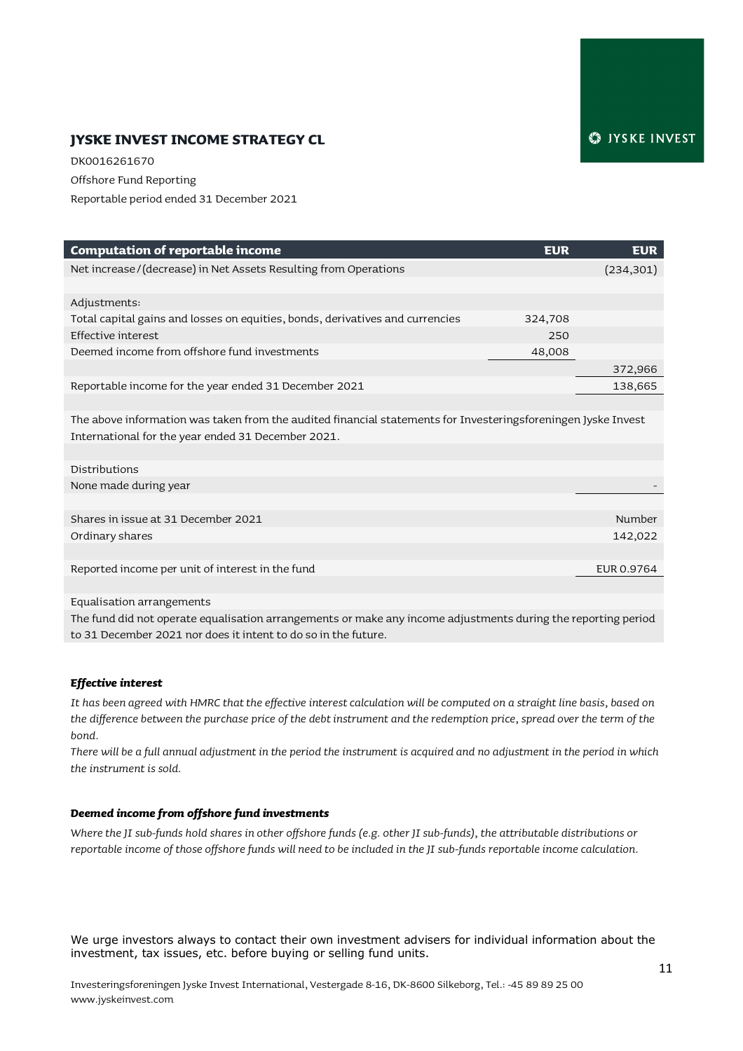## JYSKE INVEST INCOME STRATEGY CL

DK0016261670

Offshore Fund Reporting

Reportable period ended 31 December 2021

| Computation of reportable income | EUR | EUR |
| --- | --- | --- |
| Net increase/(decrease) in Net Assets Resulting from Operations | | (234,301) |
| | | |
| Adjustments: | | |
| Total capital gains and losses on equities, bonds, derivatives and currencies | 324,708 | |
| Effective interest | 250 | |
| Deemed income from offshore fund investments | 48,008 | |
| | | 372,966 |
| Reportable income for the year ended 31 December 2021 | | 138,665 |
| | | |
| The above information was taken from the audited financial statements for Investeringsforeningen Jyske Invest International for the year ended 31 December 2021. | | |
| | | |
| Distributions | | |
| None made during year | | - |
| | | |
| Shares in issue at 31 December 2021 | | Number |
| Ordinary shares | | 142,022 |
| | | |
| Reported income per unit of interest in the fund | | EUR 0.9764 |
| | | |
| Equalisation arrangements | | |
| The fund did not operate equalisation arrangements or make any income adjustments during the reporting period to 31 December 2021 nor does it intent to do so in the future. | | |

***Effective interest***

*It has been agreed with HMRC that the effective interest calculation will be computed on a straight line basis, based on the difference between the purchase price of the debt instrument and the redemption price, spread over the term of the bond.*

*There will be a full annual adjustment in the period the instrument is acquired and no adjustment in the period in which the instrument is sold.*

***Deemed income from offshore fund investments***

*Where the JI sub-funds hold shares in other offshore funds (e.g. other JI sub-funds), the attributable distributions or reportable income of those offshore funds will need to be included in the JI sub-funds reportable income calculation.*

We urge investors always to contact their own investment advisers for individual information about the investment, tax issues, etc. before buying or selling fund units.

Investeringsforeningen Jyske Invest International, Vestergade 8-16, DK-8600 Silkeborg, Tel.: -45 89 89 25 00
www.jyskeinvest.com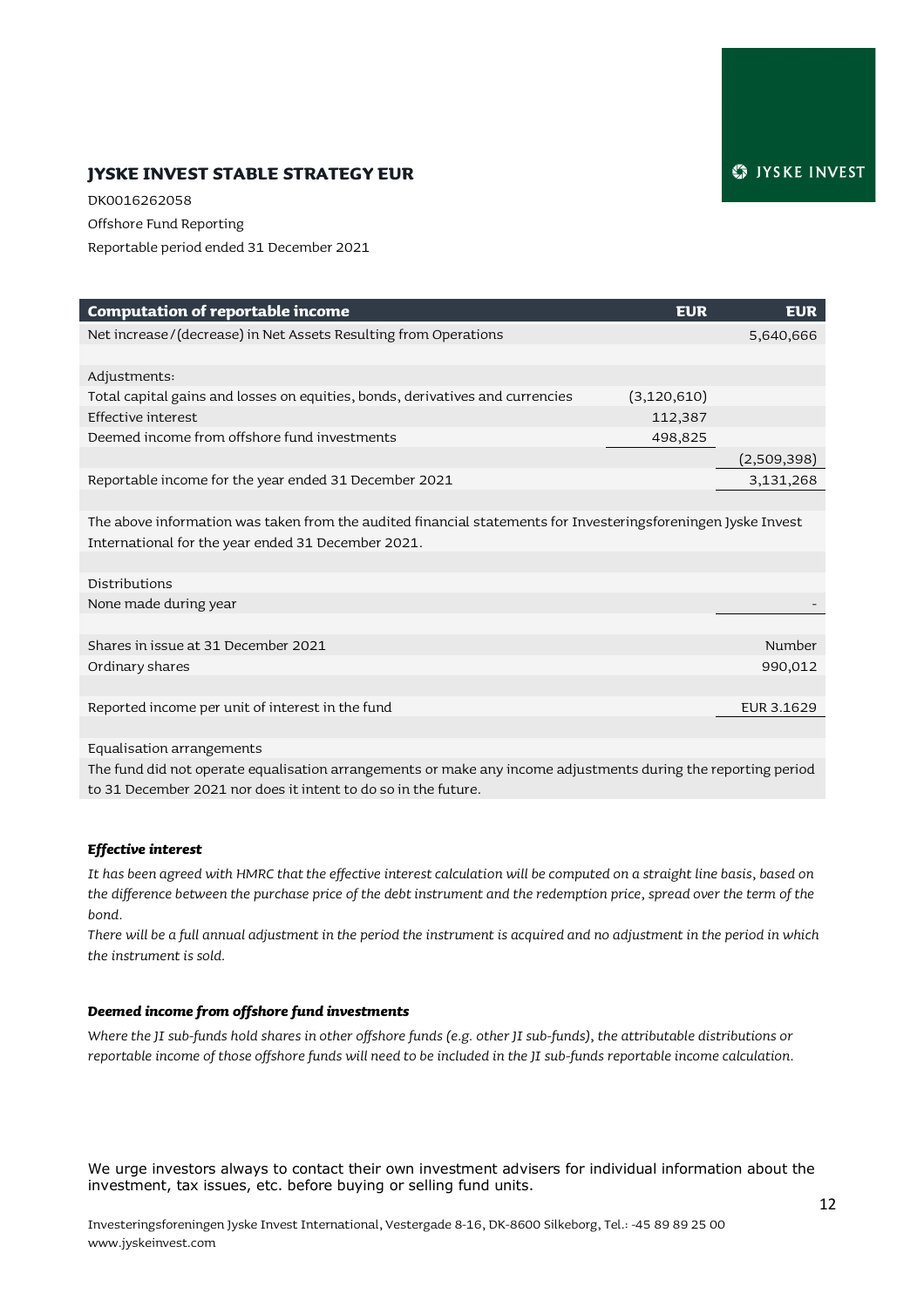# JYSKE INVEST STABLE STRATEGY EUR

DK0016262058

Offshore Fund Reporting

Reportable period ended 31 December 2021

| Computation of reportable income | EUR | EUR |
|---|---|---|
| Net increase/(decrease) in Net Assets Resulting from Operations | | 5,640,666 |
| | | |
| Adjustments: | | |
| Total capital gains and losses on equities, bonds, derivatives and currencies | (3,120,610) | |
| Effective interest | 112,387 | |
| Deemed income from offshore fund investments | 498,825 | |
| | | (2,509,398) |
| Reportable income for the year ended 31 December 2021 | | 3,131,268 |
| | | |
| The above information was taken from the audited financial statements for Investeringsforeningen Jyske Invest International for the year ended 31 December 2021. | | |
| | | |
| Distributions | | |
| None made during year | | - |
| | | |
| Shares in issue at 31 December 2021 | | Number |
| Ordinary shares | | 990,012 |
| | | |
| Reported income per unit of interest in the fund | | EUR 3.1629 |
| | | |
| Equalisation arrangements | | |
| The fund did not operate equalisation arrangements or make any income adjustments during the reporting period to 31 December 2021 nor does it intent to do so in the future. | | |

***Effective interest***

*It has been agreed with HMRC that the effective interest calculation will be computed on a straight line basis, based on the difference between the purchase price of the debt instrument and the redemption price, spread over the term of the bond.*

*There will be a full annual adjustment in the period the instrument is acquired and no adjustment in the period in which the instrument is sold.*

***Deemed income from offshore fund investments***

*Where the JI sub-funds hold shares in other offshore funds (e.g. other JI sub-funds), the attributable distributions or reportable income of those offshore funds will need to be included in the JI sub-funds reportable income calculation.*

We urge investors always to contact their own investment advisers for individual information about the investment, tax issues, etc. before buying or selling fund units.

Investeringsforeningen Jyske Invest International, Vestergade 8-16, DK-8600 Silkeborg, Tel.: -45 89 89 25 00
www.jyskeinvest.com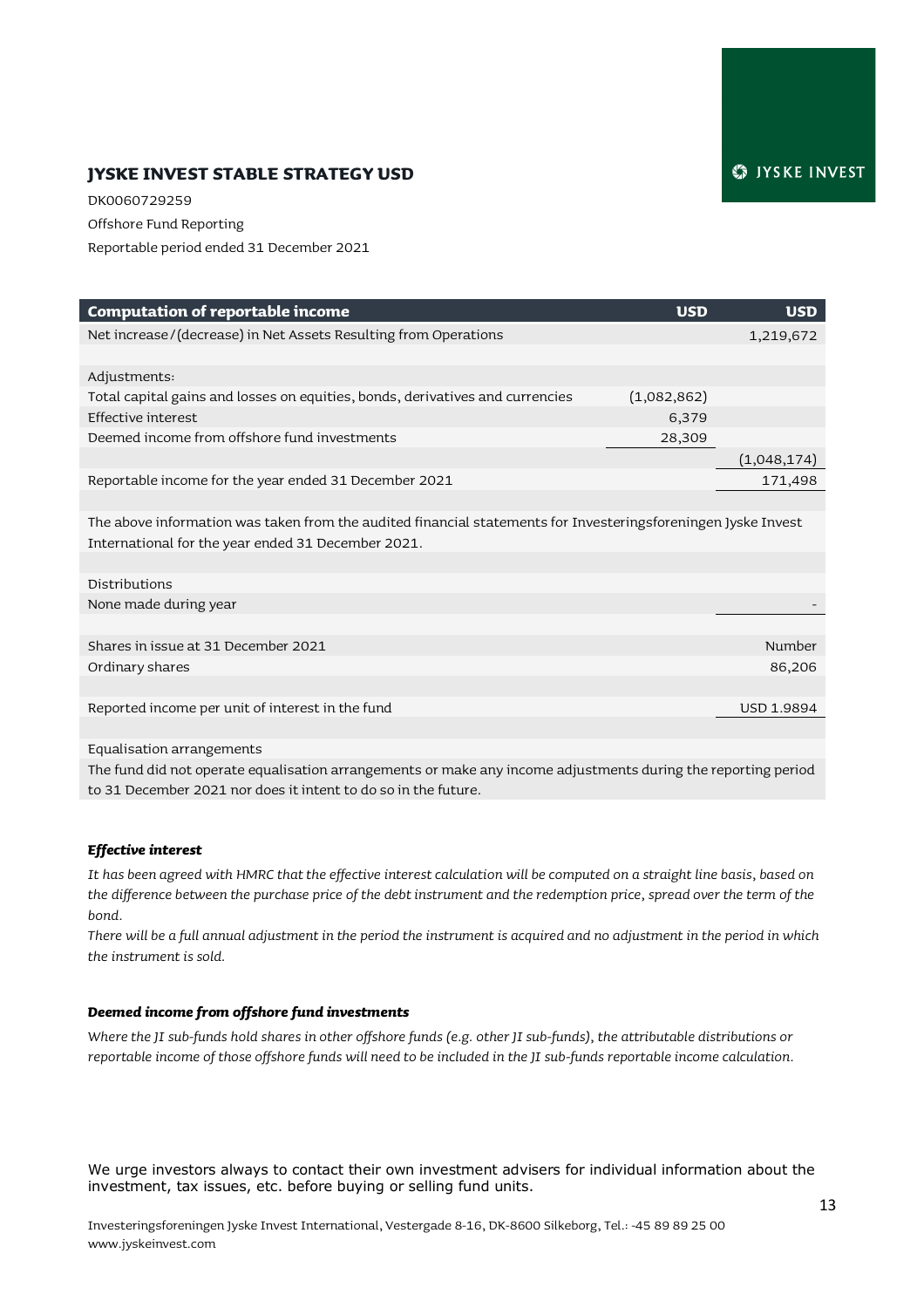## JYSKE INVEST STABLE STRATEGY USD

DK0060729259

Offshore Fund Reporting

Reportable period ended 31 December 2021

| Computation of reportable income | USD | USD |
|---|---|---|
| Net increase/(decrease) in Net Assets Resulting from Operations | | 1,219,672 |
| | | |
| Adjustments: | | |
| Total capital gains and losses on equities, bonds, derivatives and currencies | (1,082,862) | |
| Effective interest | 6,379 | |
| Deemed income from offshore fund investments | 28,309 | |
| | | (1,048,174) |
| Reportable income for the year ended 31 December 2021 | | 171,498 |
| | | |
| The above information was taken from the audited financial statements for Investeringsforeningen Jyske Invest International for the year ended 31 December 2021. | | |
| | | |
| Distributions | | |
| None made during year | | - |
| | | |
| Shares in issue at 31 December 2021 | | Number |
| Ordinary shares | | 86,206 |
| | | |
| Reported income per unit of interest in the fund | | USD 1.9894 |
| | | |
| Equalisation arrangements | | |
| The fund did not operate equalisation arrangements or make any income adjustments during the reporting period to 31 December 2021 nor does it intent to do so in the future. | | |

***Effective interest***

*It has been agreed with HMRC that the effective interest calculation will be computed on a straight line basis, based on the difference between the purchase price of the debt instrument and the redemption price, spread over the term of the bond.*

*There will be a full annual adjustment in the period the instrument is acquired and no adjustment in the period in which the instrument is sold.*

***Deemed income from offshore fund investments***

*Where the JI sub-funds hold shares in other offshore funds (e.g. other JI sub-funds), the attributable distributions or reportable income of those offshore funds will need to be included in the JI sub-funds reportable income calculation.*

We urge investors always to contact their own investment advisers for individual information about the investment, tax issues, etc. before buying or selling fund units.

Investeringsforeningen Jyske Invest International, Vestergade 8-16, DK-8600 Silkeborg, Tel.: -45 89 89 25 00
www.jyskeinvest.com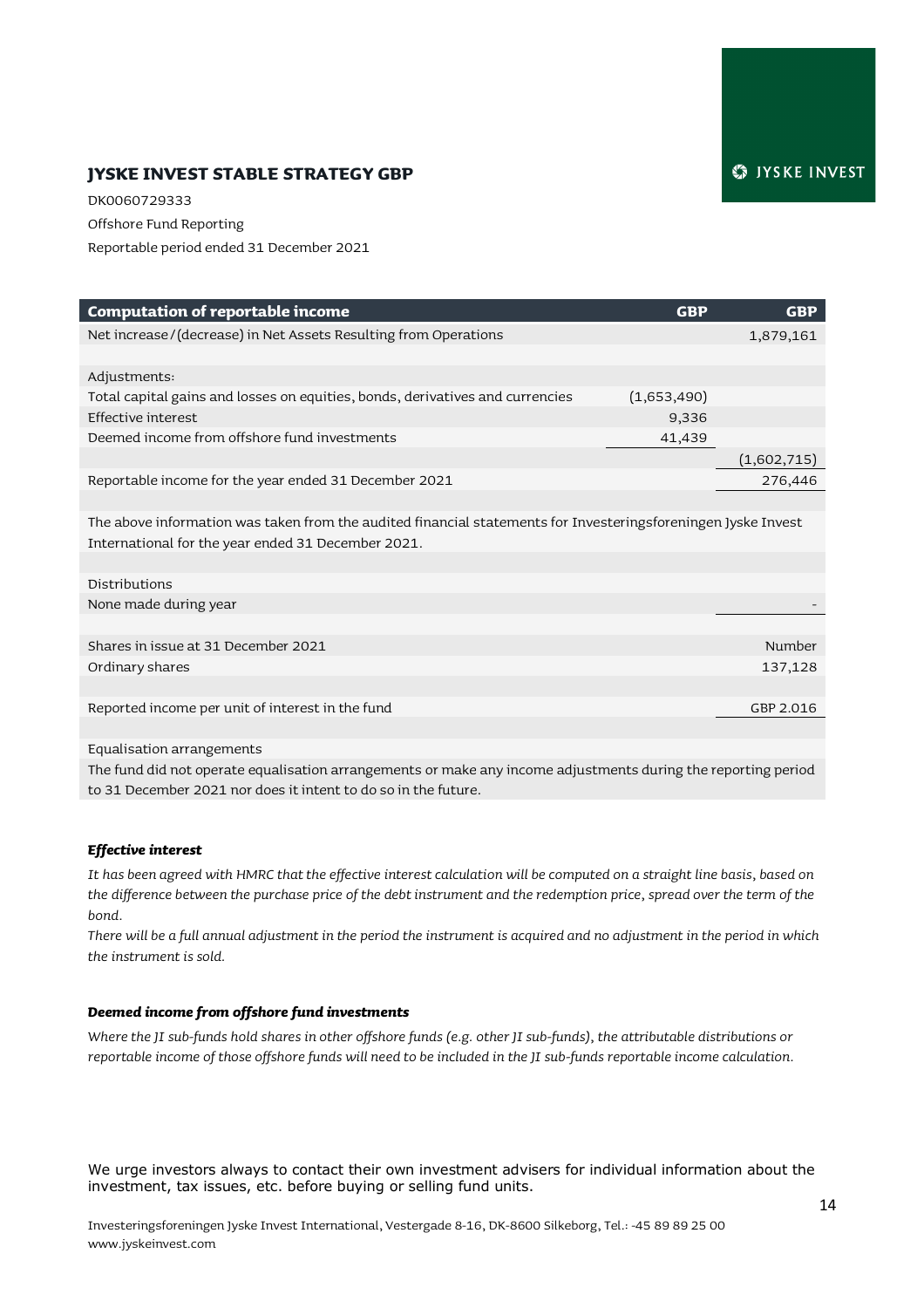# JYSKE INVEST STABLE STRATEGY GBP

DK0060729333

Offshore Fund Reporting

Reportable period ended 31 December 2021

| Computation of reportable income | GBP | GBP |
|---|---|---|
| Net increase/(decrease) in Net Assets Resulting from Operations | | 1,879,161 |
| | | |
| Adjustments: | | |
| Total capital gains and losses on equities, bonds, derivatives and currencies | (1,653,490) | |
| Effective interest | 9,336 | |
| Deemed income from offshore fund investments | 41,439 | |
| | | (1,602,715) |
| Reportable income for the year ended 31 December 2021 | | 276,446 |
| | | |
| The above information was taken from the audited financial statements for Investeringsforeningen Jyske Invest International for the year ended 31 December 2021. | | |
| | | |
| Distributions | | |
| None made during year | | - |
| | | |
| Shares in issue at 31 December 2021 | | Number |
| Ordinary shares | | 137,128 |
| | | |
| Reported income per unit of interest in the fund | | GBP 2.016 |
| | | |
| Equalisation arrangements | | |
| The fund did not operate equalisation arrangements or make any income adjustments during the reporting period to 31 December 2021 nor does it intent to do so in the future. | | |

***Effective interest***

*It has been agreed with HMRC that the effective interest calculation will be computed on a straight line basis, based on the difference between the purchase price of the debt instrument and the redemption price, spread over the term of the bond.*

*There will be a full annual adjustment in the period the instrument is acquired and no adjustment in the period in which the instrument is sold.*

***Deemed income from offshore fund investments***

*Where the JI sub-funds hold shares in other offshore funds (e.g. other JI sub-funds), the attributable distributions or reportable income of those offshore funds will need to be included in the JI sub-funds reportable income calculation.*

We urge investors always to contact their own investment advisers for individual information about the investment, tax issues, etc. before buying or selling fund units.

Investeringsforeningen Jyske Invest International, Vestergade 8-16, DK-8600 Silkeborg, Tel.: -45 89 89 25 00
www.jyskeinvest.com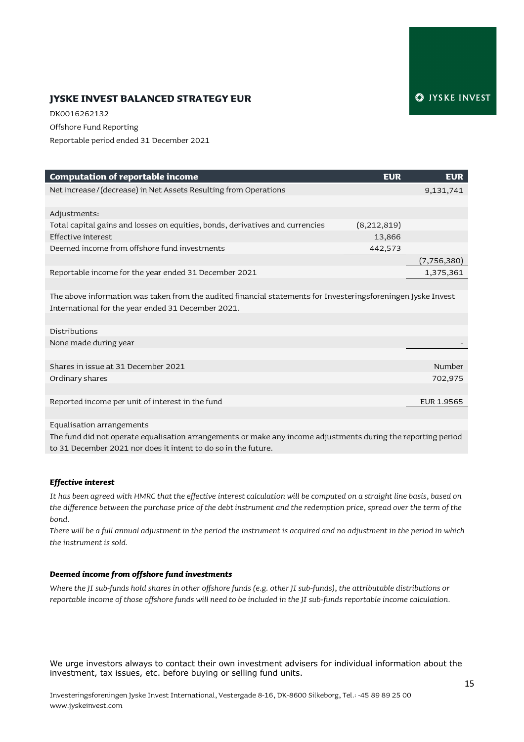# JYSKE INVEST BALANCED STRATEGY EUR

DK0016262132

Offshore Fund Reporting

Reportable period ended 31 December 2021

| Computation of reportable income | EUR | EUR |
|---|---|---|
| Net increase/(decrease) in Net Assets Resulting from Operations | | 9,131,741 |
| | | |
| Adjustments: | | |
| Total capital gains and losses on equities, bonds, derivatives and currencies | (8,212,819) | |
| Effective interest | 13,866 | |
| Deemed income from offshore fund investments | 442,573 | |
| | | (7,756,380) |
| Reportable income for the year ended 31 December 2021 | | 1,375,361 |
| | | |
| The above information was taken from the audited financial statements for Investeringsforeningen Jyske Invest International for the year ended 31 December 2021. | | |
| | | |
| Distributions | | |
| None made during year | | - |
| | | |
| Shares in issue at 31 December 2021 | | Number |
| Ordinary shares | | 702,975 |
| | | |
| Reported income per unit of interest in the fund | | EUR 1.9565 |
| | | |
| Equalisation arrangements | | |
| The fund did not operate equalisation arrangements or make any income adjustments during the reporting period to 31 December 2021 nor does it intent to do so in the future. | | |

### *Effective interest*

*It has been agreed with HMRC that the effective interest calculation will be computed on a straight line basis, based on the difference between the purchase price of the debt instrument and the redemption price, spread over the term of the bond.*

*There will be a full annual adjustment in the period the instrument is acquired and no adjustment in the period in which the instrument is sold.*

### *Deemed income from offshore fund investments*

*Where the JI sub-funds hold shares in other offshore funds (e.g. other JI sub-funds), the attributable distributions or reportable income of those offshore funds will need to be included in the JI sub-funds reportable income calculation.*

We urge investors always to contact their own investment advisers for individual information about the investment, tax issues, etc. before buying or selling fund units.

Investeringsforeningen Jyske Invest International, Vestergade 8-16, DK-8600 Silkeborg, Tel.: -45 89 89 25 00
www.jyskeinvest.com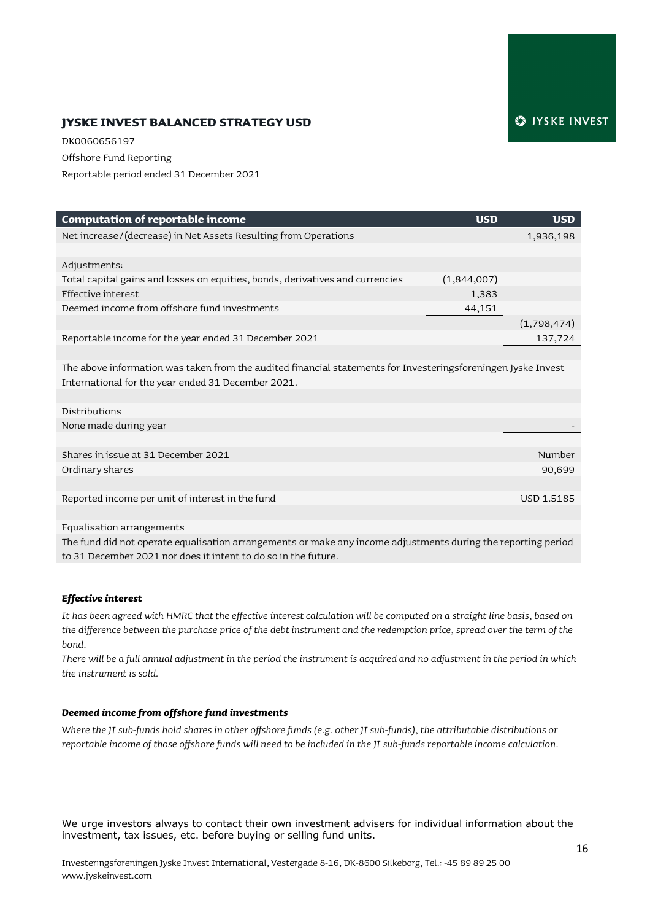JYSKE INVEST

## JYSKE INVEST BALANCED STRATEGY USD

DK0060656197

Offshore Fund Reporting

Reportable period ended 31 December 2021

| Computation of reportable income | USD | USD |
|---|---|---|
| Net increase/(decrease) in Net Assets Resulting from Operations | | 1,936,198 |
| | | |
| Adjustments: | | |
| Total capital gains and losses on equities, bonds, derivatives and currencies | (1,844,007) | |
| Effective interest | 1,383 | |
| Deemed income from offshore fund investments | 44,151 | |
| | | (1,798,474) |
| Reportable income for the year ended 31 December 2021 | | 137,724 |
| | | |
| The above information was taken from the audited financial statements for Investeringsforeningen Jyske Invest International for the year ended 31 December 2021. | | |
| | | |
| Distributions | | |
| None made during year | | - |
| | | |
| Shares in issue at 31 December 2021 | | Number |
| Ordinary shares | | 90,699 |
| | | |
| Reported income per unit of interest in the fund | | USD 1.5185 |
| | | |
| Equalisation arrangements | | |
| The fund did not operate equalisation arrangements or make any income adjustments during the reporting period to 31 December 2021 nor does it intent to do so in the future. | | |

### *Effective interest*

*It has been agreed with HMRC that the effective interest calculation will be computed on a straight line basis, based on the difference between the purchase price of the debt instrument and the redemption price, spread over the term of the bond.*

*There will be a full annual adjustment in the period the instrument is acquired and no adjustment in the period in which the instrument is sold.*

### *Deemed income from offshore fund investments*

*Where the JI sub-funds hold shares in other offshore funds (e.g. other JI sub-funds), the attributable distributions or reportable income of those offshore funds will need to be included in the JI sub-funds reportable income calculation.*

We urge investors always to contact their own investment advisers for individual information about the investment, tax issues, etc. before buying or selling fund units.

Investeringsforeningen Jyske Invest International, Vestergade 8-16, DK-8600 Silkeborg, Tel.: -45 89 89 25 00
www.jyskeinvest.com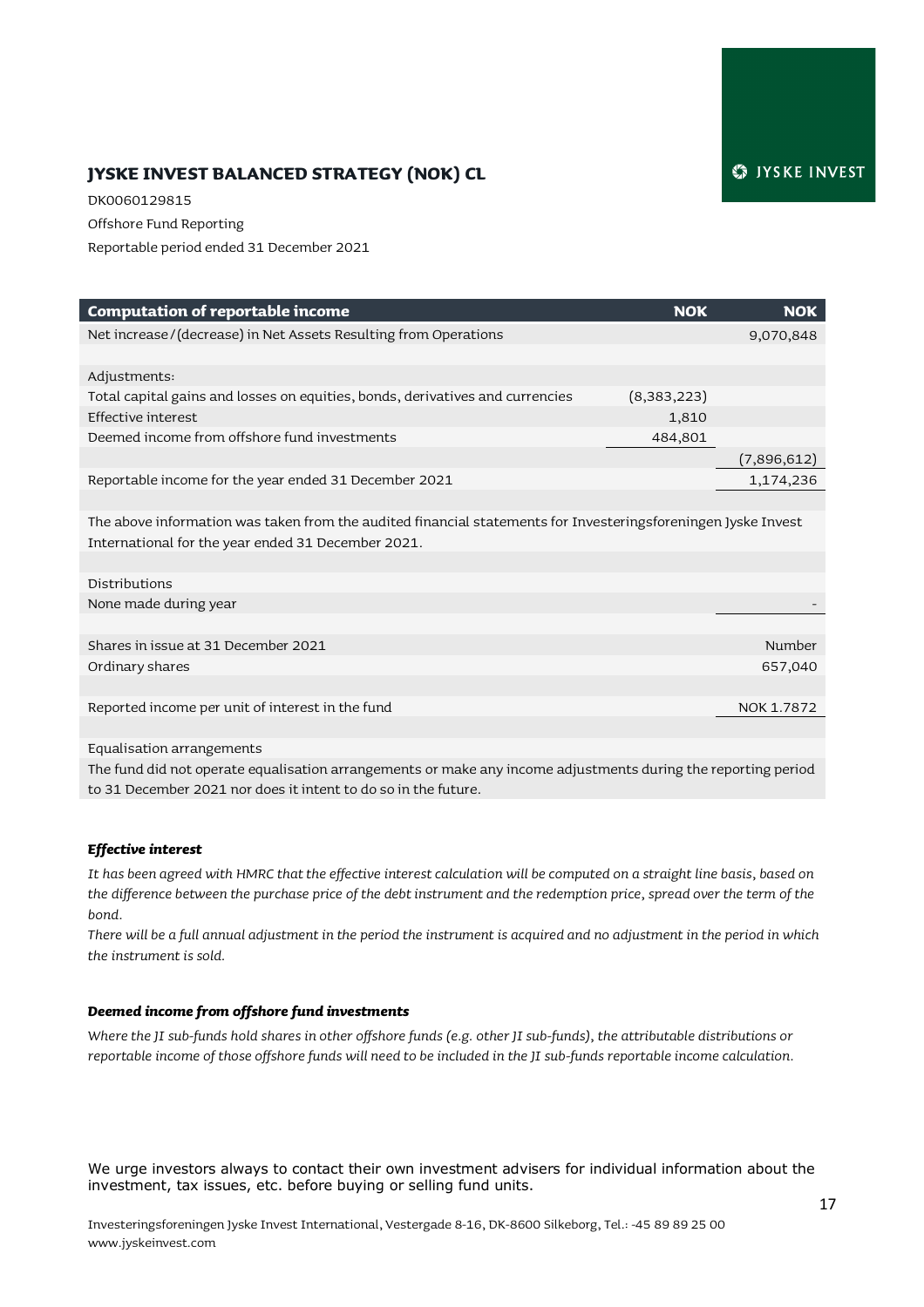## JYSKE INVEST BALANCED STRATEGY (NOK) CL

DK0060129815

Offshore Fund Reporting

Reportable period ended 31 December 2021

| Computation of reportable income | NOK | NOK |
|---|---|---|
| Net increase/(decrease) in Net Assets Resulting from Operations | | 9,070,848 |
| | | |
| Adjustments: | | |
| Total capital gains and losses on equities, bonds, derivatives and currencies | (8,383,223) | |
| Effective interest | 1,810 | |
| Deemed income from offshore fund investments | 484,801 | |
| | | (7,896,612) |
| Reportable income for the year ended 31 December 2021 | | 1,174,236 |
| | | |
| The above information was taken from the audited financial statements for Investeringsforeningen Jyske Invest International for the year ended 31 December 2021. | | |
| | | |
| Distributions | | |
| None made during year | | - |
| | | |
| Shares in issue at 31 December 2021 | | Number |
| Ordinary shares | | 657,040 |
| | | |
| Reported income per unit of interest in the fund | | NOK 1.7872 |
| | | |
| Equalisation arrangements | | |
| The fund did not operate equalisation arrangements or make any income adjustments during the reporting period to 31 December 2021 nor does it intent to do so in the future. | | |

***Effective interest***

*It has been agreed with HMRC that the effective interest calculation will be computed on a straight line basis, based on the difference between the purchase price of the debt instrument and the redemption price, spread over the term of the bond.*

*There will be a full annual adjustment in the period the instrument is acquired and no adjustment in the period in which the instrument is sold.*

***Deemed income from offshore fund investments***

*Where the JI sub-funds hold shares in other offshore funds (e.g. other JI sub-funds), the attributable distributions or reportable income of those offshore funds will need to be included in the JI sub-funds reportable income calculation.*

We urge investors always to contact their own investment advisers for individual information about the investment, tax issues, etc. before buying or selling fund units.

Investeringsforeningen Jyske Invest International, Vestergade 8-16, DK-8600 Silkeborg, Tel.: -45 89 89 25 00
www.jyskeinvest.com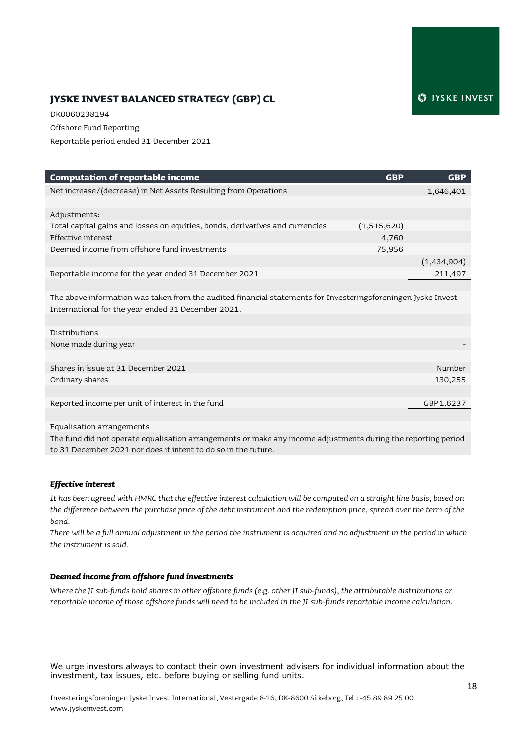JYSKE INVEST

## JYSKE INVEST BALANCED STRATEGY (GBP) CL

DK0060238194

Offshore Fund Reporting

Reportable period ended 31 December 2021

| Computation of reportable income | GBP | GBP |
|---|---|---|
| Net increase/(decrease) in Net Assets Resulting from Operations | | 1,646,401 |
| | | |
| Adjustments: | | |
| Total capital gains and losses on equities, bonds, derivatives and currencies | (1,515,620) | |
| Effective interest | 4,760 | |
| Deemed income from offshore fund investments | 75,956 | |
| | | (1,434,904) |
| Reportable income for the year ended 31 December 2021 | | 211,497 |
| | | |
| The above information was taken from the audited financial statements for Investeringsforeningen Jyske Invest International for the year ended 31 December 2021. | | |
| | | |
| Distributions | | |
| None made during year | | - |
| | | |
| Shares in issue at 31 December 2021 | | Number |
| Ordinary shares | | 130,255 |
| | | |
| Reported income per unit of interest in the fund | | GBP 1.6237 |
| | | |
| Equalisation arrangements | | |
| The fund did not operate equalisation arrangements or make any income adjustments during the reporting period to 31 December 2021 nor does it intent to do so in the future. | | |

***Effective interest***

*It has been agreed with HMRC that the effective interest calculation will be computed on a straight line basis, based on the difference between the purchase price of the debt instrument and the redemption price, spread over the term of the bond.*

*There will be a full annual adjustment in the period the instrument is acquired and no adjustment in the period in which the instrument is sold.*

***Deemed income from offshore fund investments***

*Where the JI sub-funds hold shares in other offshore funds (e.g. other JI sub-funds), the attributable distributions or reportable income of those offshore funds will need to be included in the JI sub-funds reportable income calculation.*

We urge investors always to contact their own investment advisers for individual information about the investment, tax issues, etc. before buying or selling fund units.

Investeringsforeningen Jyske Invest International, Vestergade 8-16, DK-8600 Silkeborg, Tel.: -45 89 89 25 00
www.jyskeinvest.com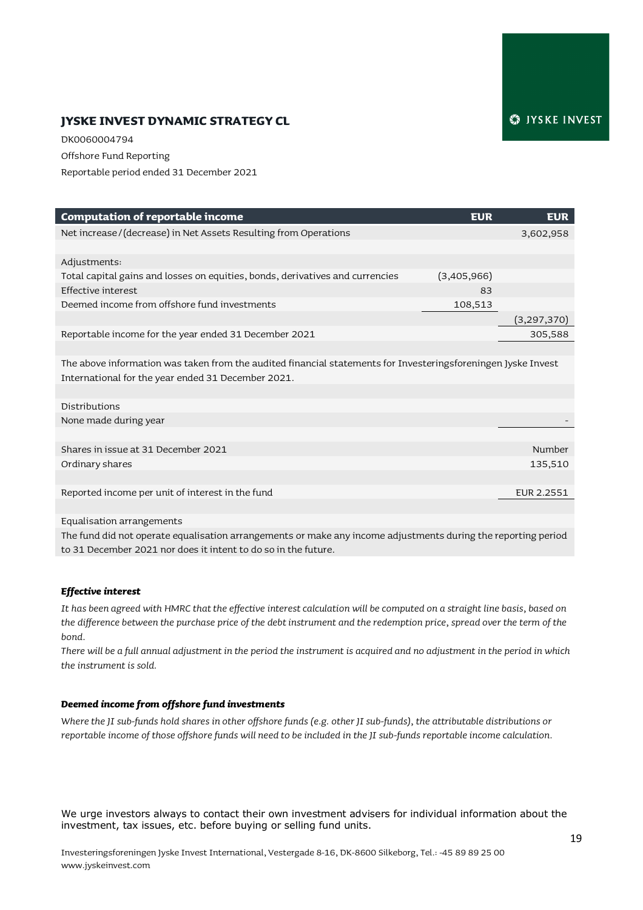## JYSKE INVEST DYNAMIC STRATEGY CL

DK0060004794

Offshore Fund Reporting

Reportable period ended 31 December 2021

| Computation of reportable income | EUR | EUR |
|---|---|---|
| Net increase/(decrease) in Net Assets Resulting from Operations | | 3,602,958 |
| | | |
| Adjustments: | | |
| Total capital gains and losses on equities, bonds, derivatives and currencies | (3,405,966) | |
| Effective interest | 83 | |
| Deemed income from offshore fund investments | 108,513 | |
| | | (3,297,370) |
| Reportable income for the year ended 31 December 2021 | | 305,588 |
| | | |
| The above information was taken from the audited financial statements for Investeringsforeningen Jyske Invest International for the year ended 31 December 2021. | | |
| | | |
| Distributions | | |
| None made during year | | - |
| | | |
| Shares in issue at 31 December 2021 | | Number |
| Ordinary shares | | 135,510 |
| | | |
| Reported income per unit of interest in the fund | | EUR 2.2551 |
| | | |
| Equalisation arrangements | | |
| The fund did not operate equalisation arrangements or make any income adjustments during the reporting period to 31 December 2021 nor does it intent to do so in the future. | | |

***Effective interest***

*It has been agreed with HMRC that the effective interest calculation will be computed on a straight line basis, based on the difference between the purchase price of the debt instrument and the redemption price, spread over the term of the bond.*

*There will be a full annual adjustment in the period the instrument is acquired and no adjustment in the period in which the instrument is sold.*

***Deemed income from offshore fund investments***

*Where the JI sub-funds hold shares in other offshore funds (e.g. other JI sub-funds), the attributable distributions or reportable income of those offshore funds will need to be included in the JI sub-funds reportable income calculation.*

We urge investors always to contact their own investment advisers for individual information about the investment, tax issues, etc. before buying or selling fund units.

Investeringsforeningen Jyske Invest International, Vestergade 8-16, DK-8600 Silkeborg, Tel.: -45 89 89 25 00
www.jyskeinvest.com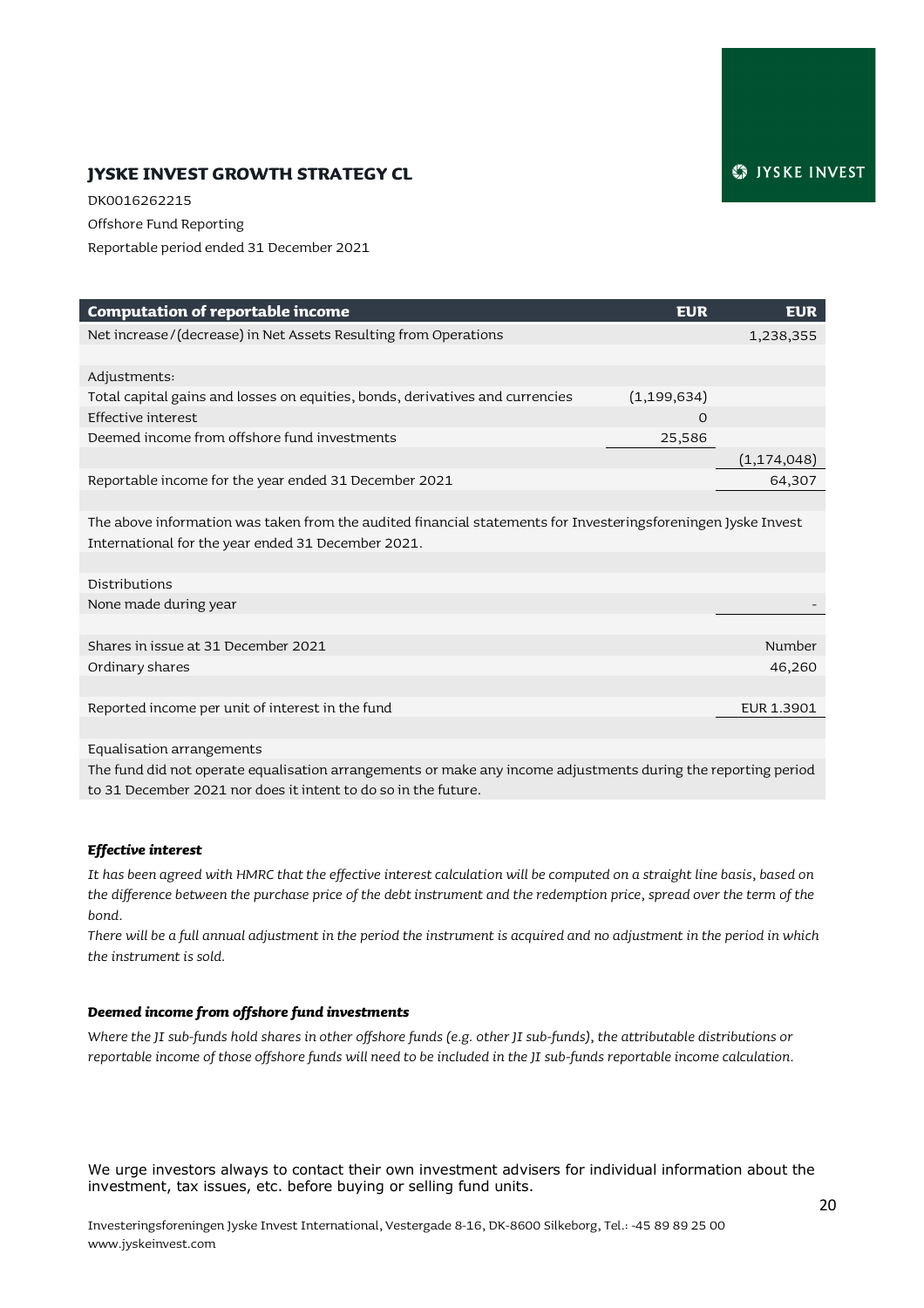## JYSKE INVEST GROWTH STRATEGY CL

DK0016262215

Offshore Fund Reporting

Reportable period ended 31 December 2021

| Computation of reportable income | EUR | EUR |
|---|---|---|
| Net increase/(decrease) in Net Assets Resulting from Operations | | 1,238,355 |
| | | |
| Adjustments: | | |
| Total capital gains and losses on equities, bonds, derivatives and currencies | (1,199,634) | |
| Effective interest | 0 | |
| Deemed income from offshore fund investments | 25,586 | |
| | | (1,174,048) |
| Reportable income for the year ended 31 December 2021 | | 64,307 |
| | | |
| The above information was taken from the audited financial statements for Investeringsforeningen Jyske Invest International for the year ended 31 December 2021. | | |
| | | |
| Distributions | | |
| None made during year | | - |
| | | |
| Shares in issue at 31 December 2021 | | Number |
| Ordinary shares | | 46,260 |
| | | |
| Reported income per unit of interest in the fund | | EUR 1.3901 |
| | | |
| Equalisation arrangements | | |
| The fund did not operate equalisation arrangements or make any income adjustments during the reporting period to 31 December 2021 nor does it intent to do so in the future. | | |

***Effective interest***

*It has been agreed with HMRC that the effective interest calculation will be computed on a straight line basis, based on the difference between the purchase price of the debt instrument and the redemption price, spread over the term of the bond.*

*There will be a full annual adjustment in the period the instrument is acquired and no adjustment in the period in which the instrument is sold.*

***Deemed income from offshore fund investments***

*Where the JI sub-funds hold shares in other offshore funds (e.g. other JI sub-funds), the attributable distributions or reportable income of those offshore funds will need to be included in the JI sub-funds reportable income calculation.*

We urge investors always to contact their own investment advisers for individual information about the investment, tax issues, etc. before buying or selling fund units.

Investeringsforeningen Jyske Invest International, Vestergade 8-16, DK-8600 Silkeborg, Tel.: -45 89 89 25 00
www.jyskeinvest.com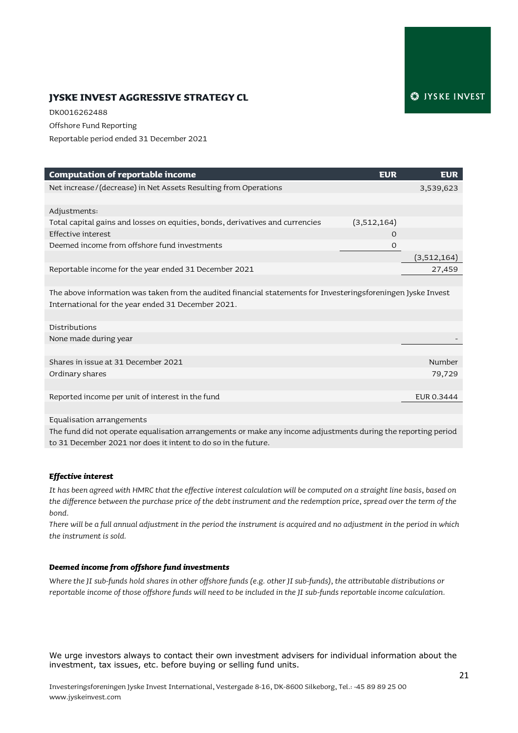# JYSKE INVEST AGGRESSIVE STRATEGY CL

DK0016262488

Offshore Fund Reporting

Reportable period ended 31 December 2021

| Computation of reportable income | EUR | EUR |
|---|---|---|
| Net increase/(decrease) in Net Assets Resulting from Operations | | 3,539,623 |
| | | |
| Adjustments: | | |
| Total capital gains and losses on equities, bonds, derivatives and currencies | (3,512,164) | |
| Effective interest | 0 | |
| Deemed income from offshore fund investments | 0 | |
| | | (3,512,164) |
| Reportable income for the year ended 31 December 2021 | | 27,459 |
| | | |
| The above information was taken from the audited financial statements for Investeringsforeningen Jyske Invest International for the year ended 31 December 2021. | | |
| | | |
| Distributions | | |
| None made during year | | - |
| | | |
| Shares in issue at 31 December 2021 | | Number |
| Ordinary shares | | 79,729 |
| | | |
| Reported income per unit of interest in the fund | | EUR 0.3444 |
| | | |
| Equalisation arrangements | | |
| The fund did not operate equalisation arrangements or make any income adjustments during the reporting period to 31 December 2021 nor does it intent to do so in the future. | | |

***Effective interest***

*It has been agreed with HMRC that the effective interest calculation will be computed on a straight line basis, based on the difference between the purchase price of the debt instrument and the redemption price, spread over the term of the bond.*

*There will be a full annual adjustment in the period the instrument is acquired and no adjustment in the period in which the instrument is sold.*

***Deemed income from offshore fund investments***

*Where the JI sub-funds hold shares in other offshore funds (e.g. other JI sub-funds), the attributable distributions or reportable income of those offshore funds will need to be included in the JI sub-funds reportable income calculation.*

We urge investors always to contact their own investment advisers for individual information about the investment, tax issues, etc. before buying or selling fund units.

Investeringsforeningen Jyske Invest International, Vestergade 8-16, DK-8600 Silkeborg, Tel.: -45 89 89 25 00
www.jyskeinvest.com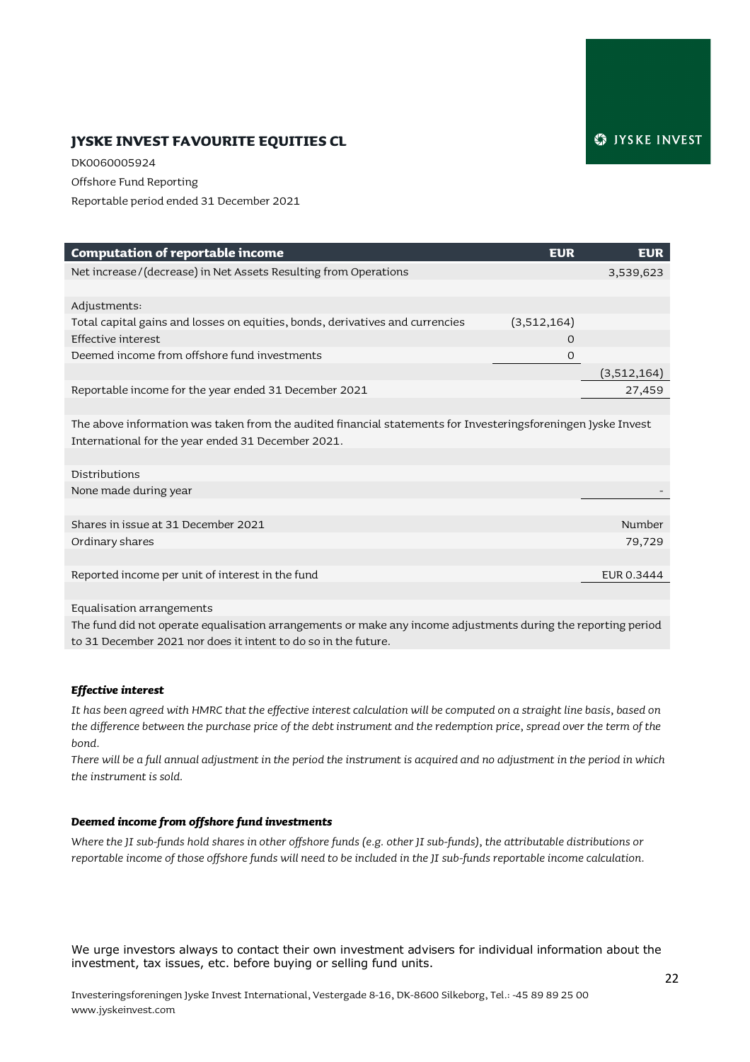JYSKE INVEST

## JYSKE INVEST FAVOURITE EQUITIES CL

DK0060005924

Offshore Fund Reporting

Reportable period ended 31 December 2021

| Computation of reportable income | EUR | EUR |
|---|---|---|
| Net increase/(decrease) in Net Assets Resulting from Operations | | 3,539,623 |
| | | |
| Adjustments: | | |
| Total capital gains and losses on equities, bonds, derivatives and currencies | (3,512,164) | |
| Effective interest | 0 | |
| Deemed income from offshore fund investments | 0 | |
| | | (3,512,164) |
| Reportable income for the year ended 31 December 2021 | | 27,459 |
| | | |
| The above information was taken from the audited financial statements for Investeringsforeningen Jyske Invest International for the year ended 31 December 2021. | | |
| | | |
| Distributions | | |
| None made during year | | - |
| | | |
| Shares in issue at 31 December 2021 | | Number |
| Ordinary shares | | 79,729 |
| | | |
| Reported income per unit of interest in the fund | | EUR 0.3444 |
| | | |
| Equalisation arrangements | | |
| The fund did not operate equalisation arrangements or make any income adjustments during the reporting period to 31 December 2021 nor does it intent to do so in the future. | | |

***Effective interest***

*It has been agreed with HMRC that the effective interest calculation will be computed on a straight line basis, based on the difference between the purchase price of the debt instrument and the redemption price, spread over the term of the bond.*

*There will be a full annual adjustment in the period the instrument is acquired and no adjustment in the period in which the instrument is sold.*

***Deemed income from offshore fund investments***

*Where the JI sub-funds hold shares in other offshore funds (e.g. other JI sub-funds), the attributable distributions or reportable income of those offshore funds will need to be included in the JI sub-funds reportable income calculation.*

We urge investors always to contact their own investment advisers for individual information about the investment, tax issues, etc. before buying or selling fund units.

Investeringsforeningen Jyske Invest International, Vestergade 8-16, DK-8600 Silkeborg, Tel.: -45 89 89 25 00
www.jyskeinvest.com